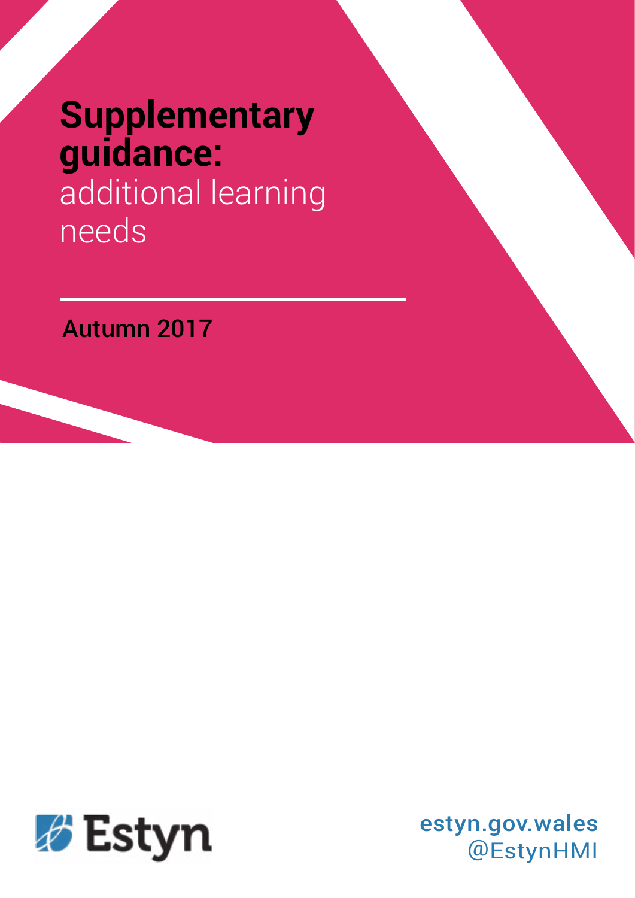# Supplementary guidance: additional learning needs

Autumn 2017

Estyn

estyn.gov.wales
@EstynHMI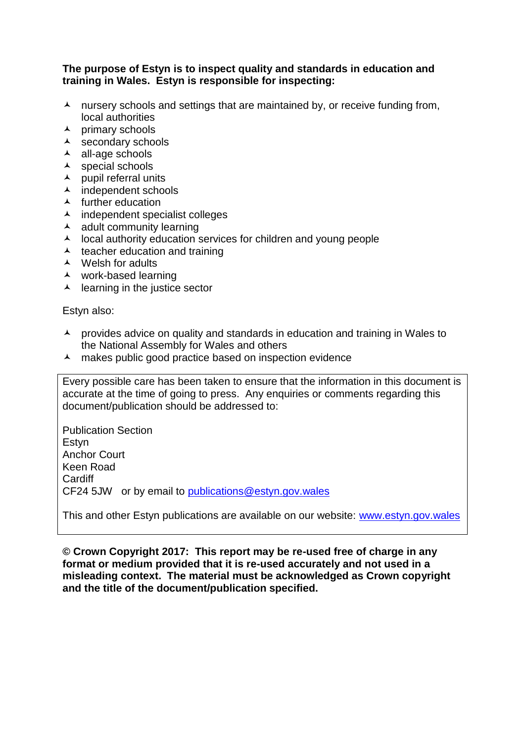**The purpose of Estyn is to inspect quality and standards in education and training in Wales. Estyn is responsible for inspecting:**

- nursery schools and settings that are maintained by, or receive funding from, local authorities
- primary schools
- secondary schools
- all-age schools
- special schools
- pupil referral units
- independent schools
- further education
- independent specialist colleges
- adult community learning
- local authority education services for children and young people
- teacher education and training
- Welsh for adults
- work-based learning
- learning in the justice sector

Estyn also:

- provides advice on quality and standards in education and training in Wales to the National Assembly for Wales and others
- makes public good practice based on inspection evidence

Every possible care has been taken to ensure that the information in this document is accurate at the time of going to press. Any enquiries or comments regarding this document/publication should be addressed to:

Publication Section
Estyn
Anchor Court
Keen Road
Cardiff
CF24 5JW or by email to publications@estyn.gov.wales

This and other Estyn publications are available on our website: www.estyn.gov.wales

**© Crown Copyright 2017: This report may be re-used free of charge in any format or medium provided that it is re-used accurately and not used in a misleading context. The material must be acknowledged as Crown copyright and the title of the document/publication specified.**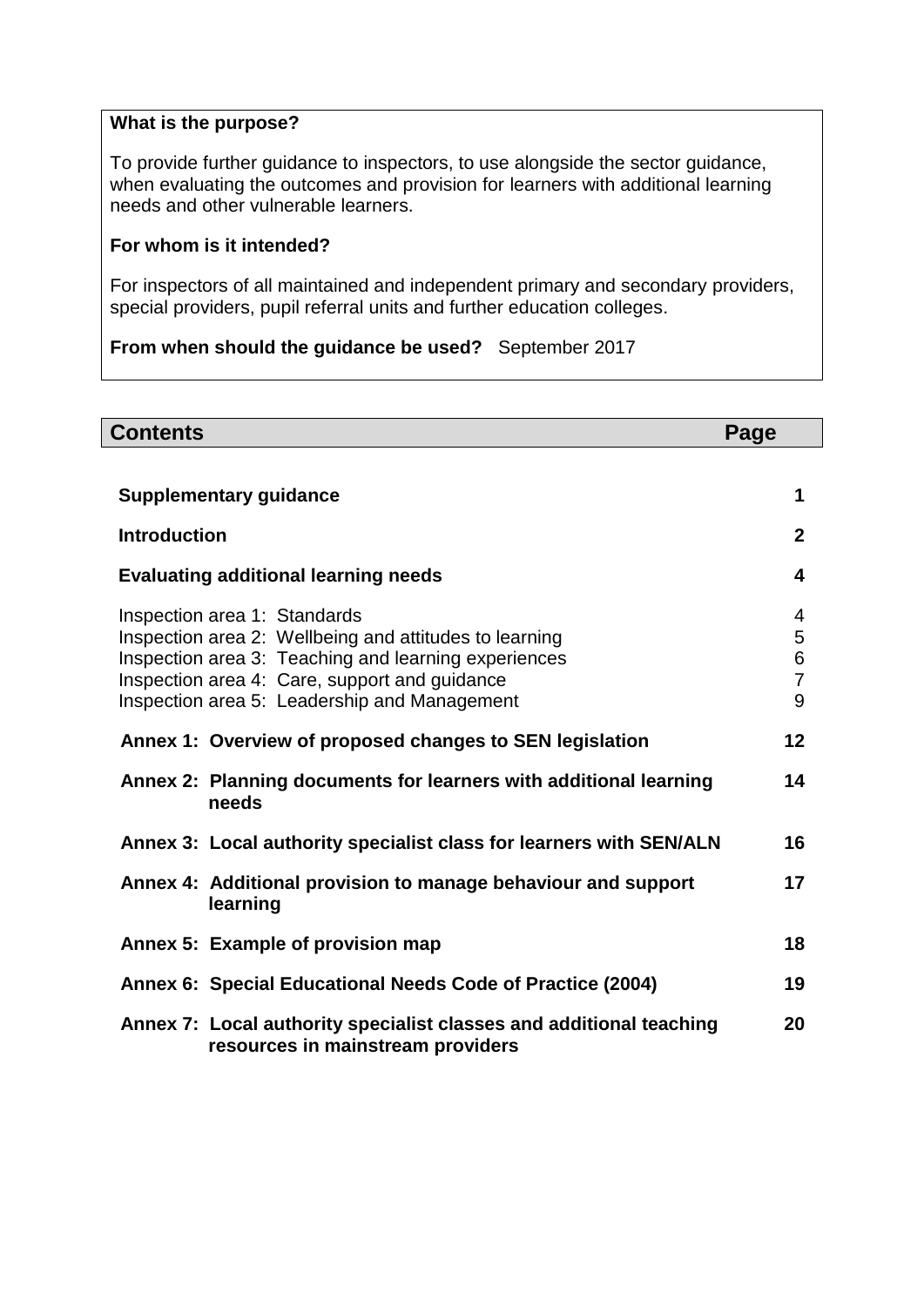**What is the purpose?**

To provide further guidance to inspectors, to use alongside the sector guidance, when evaluating the outcomes and provision for learners with additional learning needs and other vulnerable learners.

**For whom is it intended?**

For inspectors of all maintained and independent primary and secondary providers, special providers, pupil referral units and further education colleges.

**From when should the guidance be used?** September 2017

## Contents

| Contents | Page |
|---|---|
| **Supplementary guidance** | **1** |
| **Introduction** | **2** |
| **Evaluating additional learning needs** | **4** |
| Inspection area 1: Standards | 4 |
| Inspection area 2: Wellbeing and attitudes to learning | 5 |
| Inspection area 3: Teaching and learning experiences | 6 |
| Inspection area 4: Care, support and guidance | 7 |
| Inspection area 5: Leadership and Management | 9 |
| **Annex 1: Overview of proposed changes to SEN legislation** | **12** |
| **Annex 2: Planning documents for learners with additional learning needs** | **14** |
| **Annex 3: Local authority specialist class for learners with SEN/ALN** | **16** |
| **Annex 4: Additional provision to manage behaviour and support learning** | **17** |
| **Annex 5: Example of provision map** | **18** |
| **Annex 6: Special Educational Needs Code of Practice (2004)** | **19** |
| **Annex 7: Local authority specialist classes and additional teaching resources in mainstream providers** | **20** |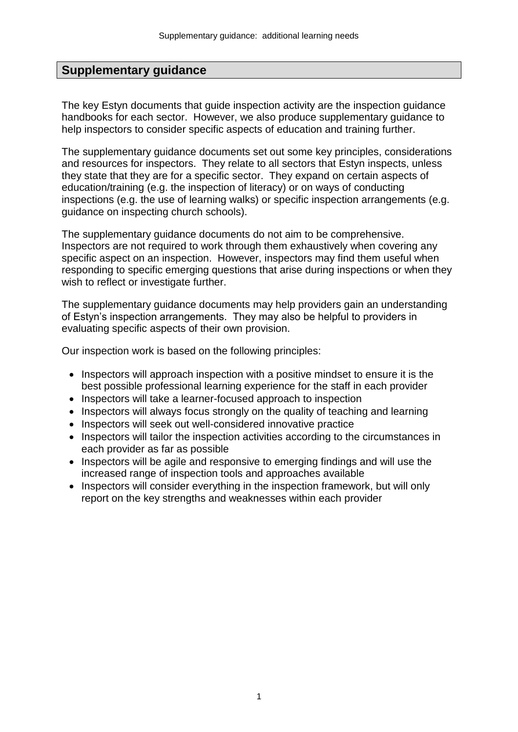## Supplementary guidance

The key Estyn documents that guide inspection activity are the inspection guidance handbooks for each sector. However, we also produce supplementary guidance to help inspectors to consider specific aspects of education and training further.

The supplementary guidance documents set out some key principles, considerations and resources for inspectors. They relate to all sectors that Estyn inspects, unless they state that they are for a specific sector. They expand on certain aspects of education/training (e.g. the inspection of literacy) or on ways of conducting inspections (e.g. the use of learning walks) or specific inspection arrangements (e.g. guidance on inspecting church schools).

The supplementary guidance documents do not aim to be comprehensive. Inspectors are not required to work through them exhaustively when covering any specific aspect on an inspection. However, inspectors may find them useful when responding to specific emerging questions that arise during inspections or when they wish to reflect or investigate further.

The supplementary guidance documents may help providers gain an understanding of Estyn's inspection arrangements. They may also be helpful to providers in evaluating specific aspects of their own provision.

Our inspection work is based on the following principles:

- Inspectors will approach inspection with a positive mindset to ensure it is the best possible professional learning experience for the staff in each provider
- Inspectors will take a learner-focused approach to inspection
- Inspectors will always focus strongly on the quality of teaching and learning
- Inspectors will seek out well-considered innovative practice
- Inspectors will tailor the inspection activities according to the circumstances in each provider as far as possible
- Inspectors will be agile and responsive to emerging findings and will use the increased range of inspection tools and approaches available
- Inspectors will consider everything in the inspection framework, but will only report on the key strengths and weaknesses within each provider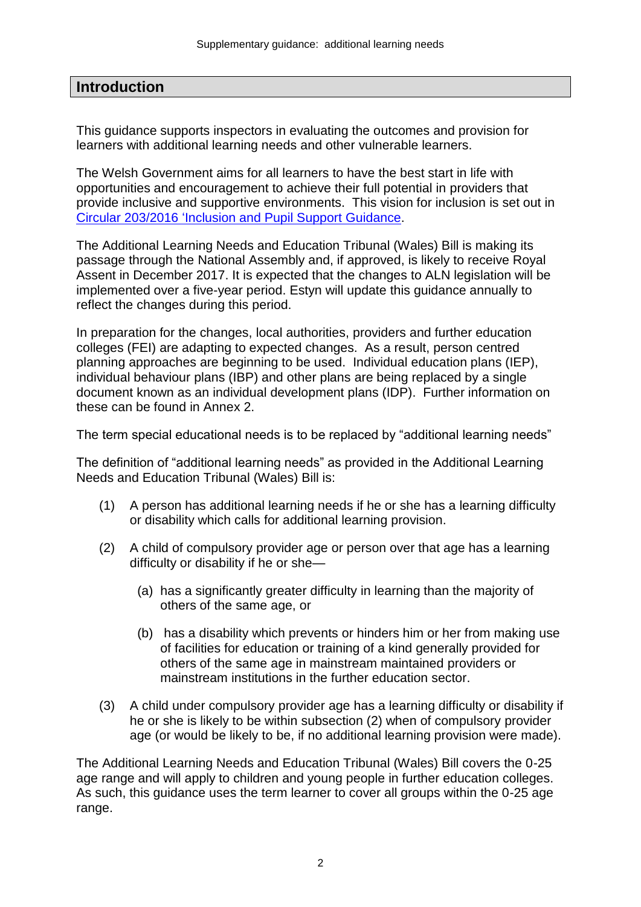## Introduction

This guidance supports inspectors in evaluating the outcomes and provision for learners with additional learning needs and other vulnerable learners.

The Welsh Government aims for all learners to have the best start in life with opportunities and encouragement to achieve their full potential in providers that provide inclusive and supportive environments. This vision for inclusion is set out in [Circular 203/2016 'Inclusion and Pupil Support Guidance](#).

The Additional Learning Needs and Education Tribunal (Wales) Bill is making its passage through the National Assembly and, if approved, is likely to receive Royal Assent in December 2017. It is expected that the changes to ALN legislation will be implemented over a five-year period. Estyn will update this guidance annually to reflect the changes during this period.

In preparation for the changes, local authorities, providers and further education colleges (FEI) are adapting to expected changes. As a result, person centred planning approaches are beginning to be used. Individual education plans (IEP), individual behaviour plans (IBP) and other plans are being replaced by a single document known as an individual development plans (IDP). Further information on these can be found in Annex 2.

The term special educational needs is to be replaced by "additional learning needs"

The definition of "additional learning needs" as provided in the Additional Learning Needs and Education Tribunal (Wales) Bill is:

(1) A person has additional learning needs if he or she has a learning difficulty or disability which calls for additional learning provision.

(2) A child of compulsory provider age or person over that age has a learning difficulty or disability if he or she—

   (a) has a significantly greater difficulty in learning than the majority of others of the same age, or

   (b) has a disability which prevents or hinders him or her from making use of facilities for education or training of a kind generally provided for others of the same age in mainstream maintained providers or mainstream institutions in the further education sector.

(3) A child under compulsory provider age has a learning difficulty or disability if he or she is likely to be within subsection (2) when of compulsory provider age (or would be likely to be, if no additional learning provision were made).

The Additional Learning Needs and Education Tribunal (Wales) Bill covers the 0-25 age range and will apply to children and young people in further education colleges. As such, this guidance uses the term learner to cover all groups within the 0-25 age range.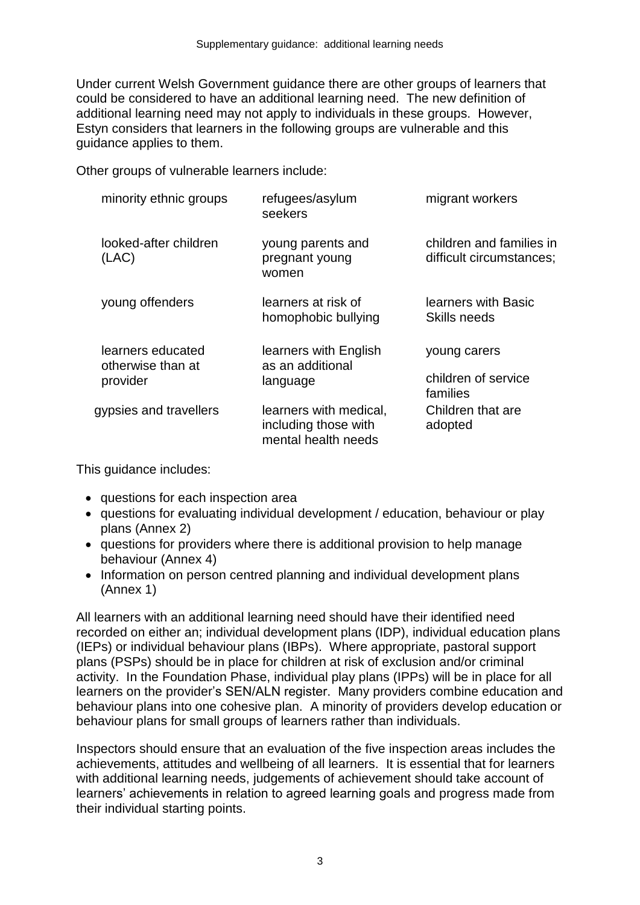Under current Welsh Government guidance there are other groups of learners that could be considered to have an additional learning need. The new definition of additional learning need may not apply to individuals in these groups. However, Estyn considers that learners in the following groups are vulnerable and this guidance applies to them.

Other groups of vulnerable learners include:

| | | |
|---|---|---|
| minority ethnic groups | refugees/asylum seekers | migrant workers |
| looked-after children (LAC) | young parents and pregnant young women | children and families in difficult circumstances; |
| young offenders | learners at risk of homophobic bullying | learners with Basic Skills needs |
| learners educated otherwise than at provider | learners with English as an additional language | young carers<br><br>children of service families |
| gypsies and travellers | learners with medical, including those with mental health needs | Children that are adopted |

This guidance includes:

- questions for each inspection area
- questions for evaluating individual development / education, behaviour or play plans (Annex 2)
- questions for providers where there is additional provision to help manage behaviour (Annex 4)
- Information on person centred planning and individual development plans (Annex 1)

All learners with an additional learning need should have their identified need recorded on either an; individual development plans (IDP), individual education plans (IEPs) or individual behaviour plans (IBPs). Where appropriate, pastoral support plans (PSPs) should be in place for children at risk of exclusion and/or criminal activity. In the Foundation Phase, individual play plans (IPPs) will be in place for all learners on the provider's SEN/ALN register. Many providers combine education and behaviour plans into one cohesive plan. A minority of providers develop education or behaviour plans for small groups of learners rather than individuals.

Inspectors should ensure that an evaluation of the five inspection areas includes the achievements, attitudes and wellbeing of all learners. It is essential that for learners with additional learning needs, judgements of achievement should take account of learners' achievements in relation to agreed learning goals and progress made from their individual starting points.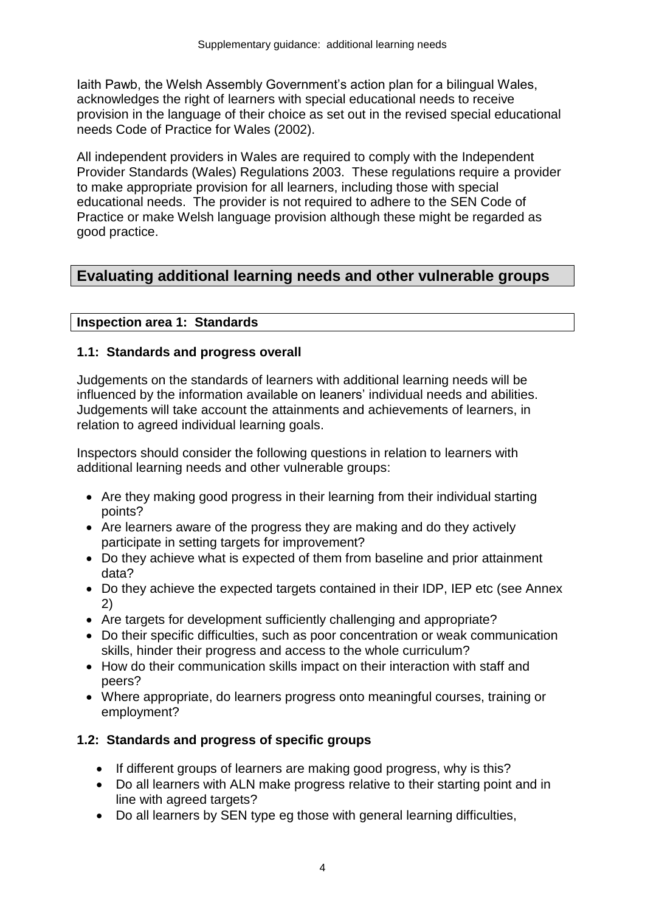Iaith Pawb, the Welsh Assembly Government's action plan for a bilingual Wales, acknowledges the right of learners with special educational needs to receive provision in the language of their choice as set out in the revised special educational needs Code of Practice for Wales (2002).

All independent providers in Wales are required to comply with the Independent Provider Standards (Wales) Regulations 2003. These regulations require a provider to make appropriate provision for all learners, including those with special educational needs. The provider is not required to adhere to the SEN Code of Practice or make Welsh language provision although these might be regarded as good practice.

## Evaluating additional learning needs and other vulnerable groups

### Inspection area 1: Standards

#### 1.1: Standards and progress overall

Judgements on the standards of learners with additional learning needs will be influenced by the information available on leaners' individual needs and abilities. Judgements will take account the attainments and achievements of learners, in relation to agreed individual learning goals.

Inspectors should consider the following questions in relation to learners with additional learning needs and other vulnerable groups:

- Are they making good progress in their learning from their individual starting points?
- Are learners aware of the progress they are making and do they actively participate in setting targets for improvement?
- Do they achieve what is expected of them from baseline and prior attainment data?
- Do they achieve the expected targets contained in their IDP, IEP etc (see Annex 2)
- Are targets for development sufficiently challenging and appropriate?
- Do their specific difficulties, such as poor concentration or weak communication skills, hinder their progress and access to the whole curriculum?
- How do their communication skills impact on their interaction with staff and peers?
- Where appropriate, do learners progress onto meaningful courses, training or employment?

#### 1.2: Standards and progress of specific groups

- If different groups of learners are making good progress, why is this?
- Do all learners with ALN make progress relative to their starting point and in line with agreed targets?
- Do all learners by SEN type eg those with general learning difficulties,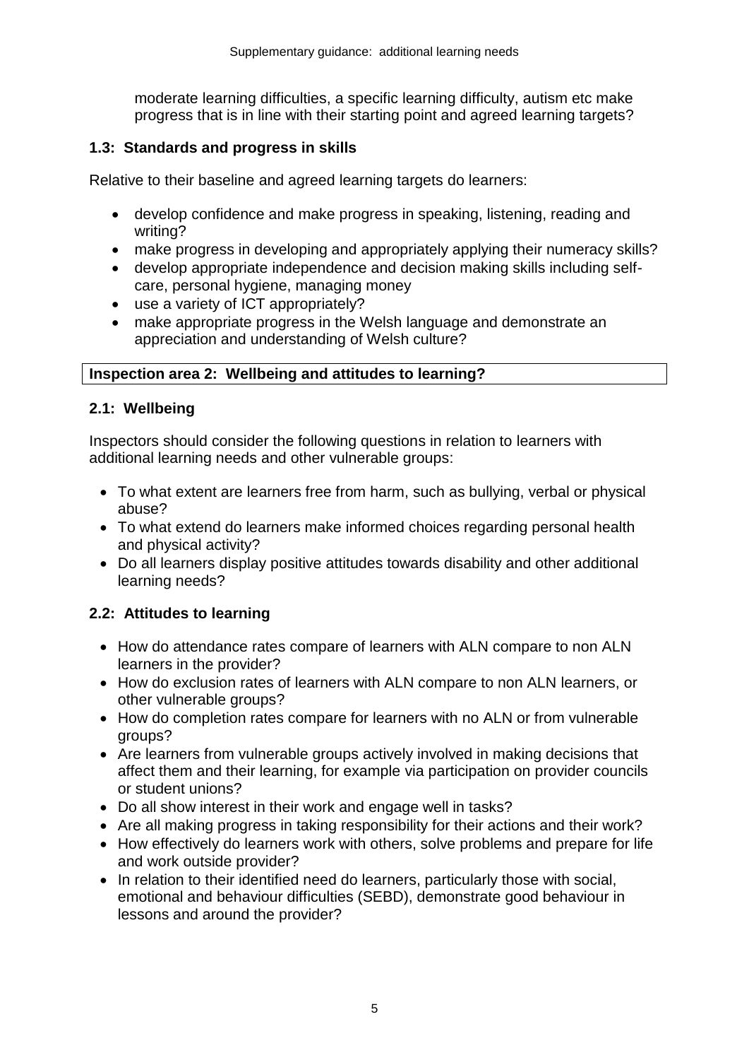moderate learning difficulties, a specific learning difficulty, autism etc make progress that is in line with their starting point and agreed learning targets?

### 1.3: Standards and progress in skills

Relative to their baseline and agreed learning targets do learners:

- develop confidence and make progress in speaking, listening, reading and writing?
- make progress in developing and appropriately applying their numeracy skills?
- develop appropriate independence and decision making skills including self-care, personal hygiene, managing money
- use a variety of ICT appropriately?
- make appropriate progress in the Welsh language and demonstrate an appreciation and understanding of Welsh culture?

## Inspection area 2: Wellbeing and attitudes to learning?

### 2.1: Wellbeing

Inspectors should consider the following questions in relation to learners with additional learning needs and other vulnerable groups:

- To what extent are learners free from harm, such as bullying, verbal or physical abuse?
- To what extend do learners make informed choices regarding personal health and physical activity?
- Do all learners display positive attitudes towards disability and other additional learning needs?

### 2.2: Attitudes to learning

- How do attendance rates compare of learners with ALN compare to non ALN learners in the provider?
- How do exclusion rates of learners with ALN compare to non ALN learners, or other vulnerable groups?
- How do completion rates compare for learners with no ALN or from vulnerable groups?
- Are learners from vulnerable groups actively involved in making decisions that affect them and their learning, for example via participation on provider councils or student unions?
- Do all show interest in their work and engage well in tasks?
- Are all making progress in taking responsibility for their actions and their work?
- How effectively do learners work with others, solve problems and prepare for life and work outside provider?
- In relation to their identified need do learners, particularly those with social, emotional and behaviour difficulties (SEBD), demonstrate good behaviour in lessons and around the provider?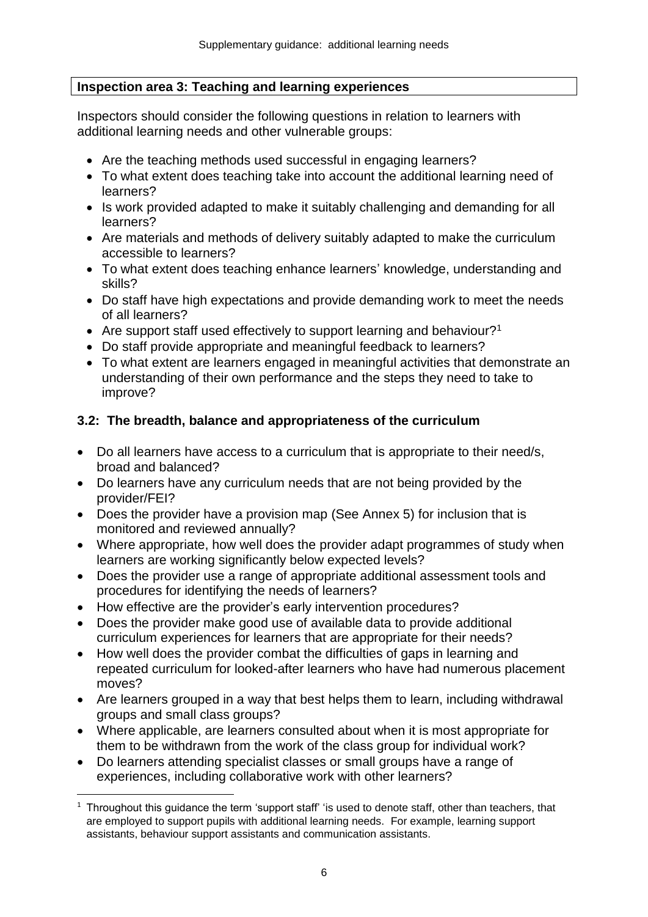**Inspection area 3: Teaching and learning experiences**

Inspectors should consider the following questions in relation to learners with additional learning needs and other vulnerable groups:

- Are the teaching methods used successful in engaging learners?
- To what extent does teaching take into account the additional learning need of learners?
- Is work provided adapted to make it suitably challenging and demanding for all learners?
- Are materials and methods of delivery suitably adapted to make the curriculum accessible to learners?
- To what extent does teaching enhance learners' knowledge, understanding and skills?
- Do staff have high expectations and provide demanding work to meet the needs of all learners?
- Are support staff used effectively to support learning and behaviour?[1]
- Do staff provide appropriate and meaningful feedback to learners?
- To what extent are learners engaged in meaningful activities that demonstrate an understanding of their own performance and the steps they need to take to improve?

### 3.2: The breadth, balance and appropriateness of the curriculum

- Do all learners have access to a curriculum that is appropriate to their need/s, broad and balanced?
- Do learners have any curriculum needs that are not being provided by the provider/FEI?
- Does the provider have a provision map (See Annex 5) for inclusion that is monitored and reviewed annually?
- Where appropriate, how well does the provider adapt programmes of study when learners are working significantly below expected levels?
- Does the provider use a range of appropriate additional assessment tools and procedures for identifying the needs of learners?
- How effective are the provider's early intervention procedures?
- Does the provider make good use of available data to provide additional curriculum experiences for learners that are appropriate for their needs?
- How well does the provider combat the difficulties of gaps in learning and repeated curriculum for looked-after learners who have had numerous placement moves?
- Are learners grouped in a way that best helps them to learn, including withdrawal groups and small class groups?
- Where applicable, are learners consulted about when it is most appropriate for them to be withdrawn from the work of the class group for individual work?
- Do learners attending specialist classes or small groups have a range of experiences, including collaborative work with other learners?

[1] Throughout this guidance the term 'support staff' 'is used to denote staff, other than teachers, that are employed to support pupils with additional learning needs. For example, learning support assistants, behaviour support assistants and communication assistants.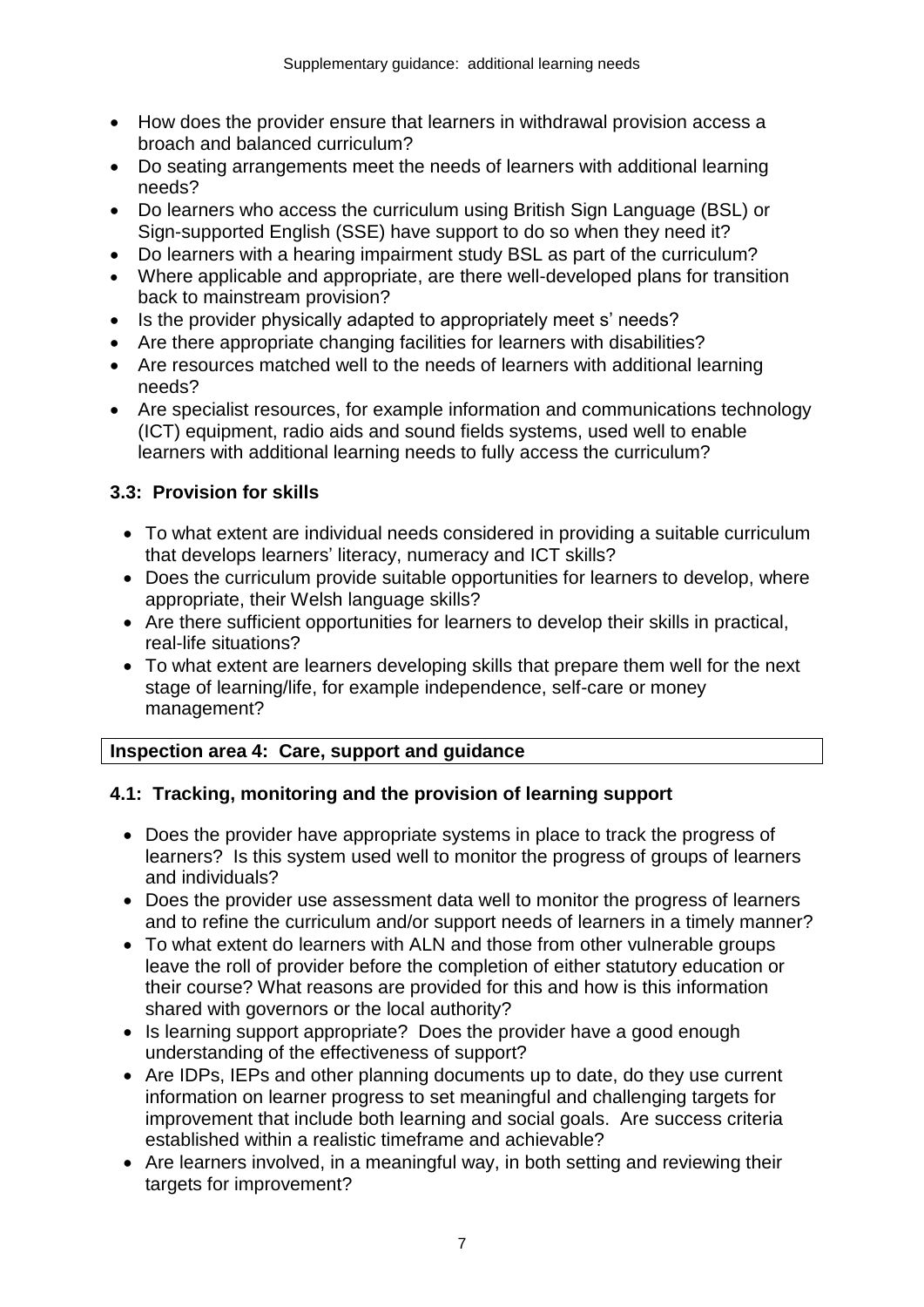- How does the provider ensure that learners in withdrawal provision access a broach and balanced curriculum?
- Do seating arrangements meet the needs of learners with additional learning needs?
- Do learners who access the curriculum using British Sign Language (BSL) or Sign-supported English (SSE) have support to do so when they need it?
- Do learners with a hearing impairment study BSL as part of the curriculum?
- Where applicable and appropriate, are there well-developed plans for transition back to mainstream provision?
- Is the provider physically adapted to appropriately meet s' needs?
- Are there appropriate changing facilities for learners with disabilities?
- Are resources matched well to the needs of learners with additional learning needs?
- Are specialist resources, for example information and communications technology (ICT) equipment, radio aids and sound fields systems, used well to enable learners with additional learning needs to fully access the curriculum?

### 3.3: Provision for skills

- To what extent are individual needs considered in providing a suitable curriculum that develops learners' literacy, numeracy and ICT skills?
- Does the curriculum provide suitable opportunities for learners to develop, where appropriate, their Welsh language skills?
- Are there sufficient opportunities for learners to develop their skills in practical, real-life situations?
- To what extent are learners developing skills that prepare them well for the next stage of learning/life, for example independence, self-care or money management?

## Inspection area 4: Care, support and guidance

### 4.1: Tracking, monitoring and the provision of learning support

- Does the provider have appropriate systems in place to track the progress of learners? Is this system used well to monitor the progress of groups of learners and individuals?
- Does the provider use assessment data well to monitor the progress of learners and to refine the curriculum and/or support needs of learners in a timely manner?
- To what extent do learners with ALN and those from other vulnerable groups leave the roll of provider before the completion of either statutory education or their course? What reasons are provided for this and how is this information shared with governors or the local authority?
- Is learning support appropriate? Does the provider have a good enough understanding of the effectiveness of support?
- Are IDPs, IEPs and other planning documents up to date, do they use current information on learner progress to set meaningful and challenging targets for improvement that include both learning and social goals. Are success criteria established within a realistic timeframe and achievable?
- Are learners involved, in a meaningful way, in both setting and reviewing their targets for improvement?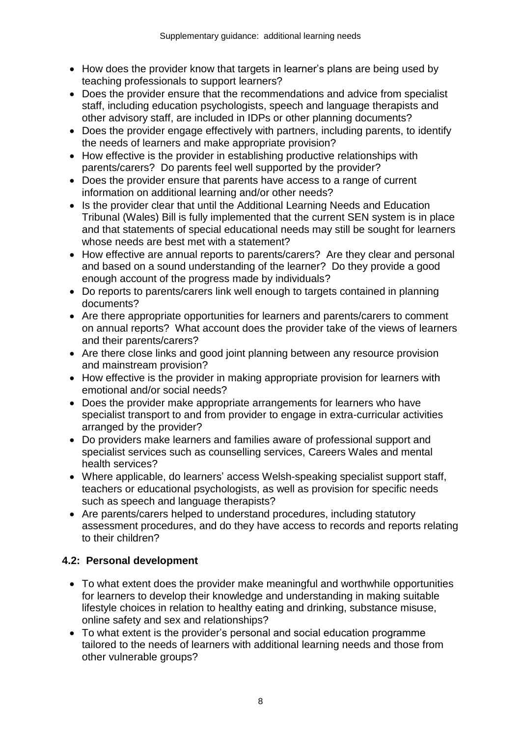- How does the provider know that targets in learner's plans are being used by teaching professionals to support learners?
- Does the provider ensure that the recommendations and advice from specialist staff, including education psychologists, speech and language therapists and other advisory staff, are included in IDPs or other planning documents?
- Does the provider engage effectively with partners, including parents, to identify the needs of learners and make appropriate provision?
- How effective is the provider in establishing productive relationships with parents/carers? Do parents feel well supported by the provider?
- Does the provider ensure that parents have access to a range of current information on additional learning and/or other needs?
- Is the provider clear that until the Additional Learning Needs and Education Tribunal (Wales) Bill is fully implemented that the current SEN system is in place and that statements of special educational needs may still be sought for learners whose needs are best met with a statement?
- How effective are annual reports to parents/carers? Are they clear and personal and based on a sound understanding of the learner? Do they provide a good enough account of the progress made by individuals?
- Do reports to parents/carers link well enough to targets contained in planning documents?
- Are there appropriate opportunities for learners and parents/carers to comment on annual reports? What account does the provider take of the views of learners and their parents/carers?
- Are there close links and good joint planning between any resource provision and mainstream provision?
- How effective is the provider in making appropriate provision for learners with emotional and/or social needs?
- Does the provider make appropriate arrangements for learners who have specialist transport to and from provider to engage in extra-curricular activities arranged by the provider?
- Do providers make learners and families aware of professional support and specialist services such as counselling services, Careers Wales and mental health services?
- Where applicable, do learners' access Welsh-speaking specialist support staff, teachers or educational psychologists, as well as provision for specific needs such as speech and language therapists?
- Are parents/carers helped to understand procedures, including statutory assessment procedures, and do they have access to records and reports relating to their children?

### 4.2: Personal development

- To what extent does the provider make meaningful and worthwhile opportunities for learners to develop their knowledge and understanding in making suitable lifestyle choices in relation to healthy eating and drinking, substance misuse, online safety and sex and relationships?
- To what extent is the provider's personal and social education programme tailored to the needs of learners with additional learning needs and those from other vulnerable groups?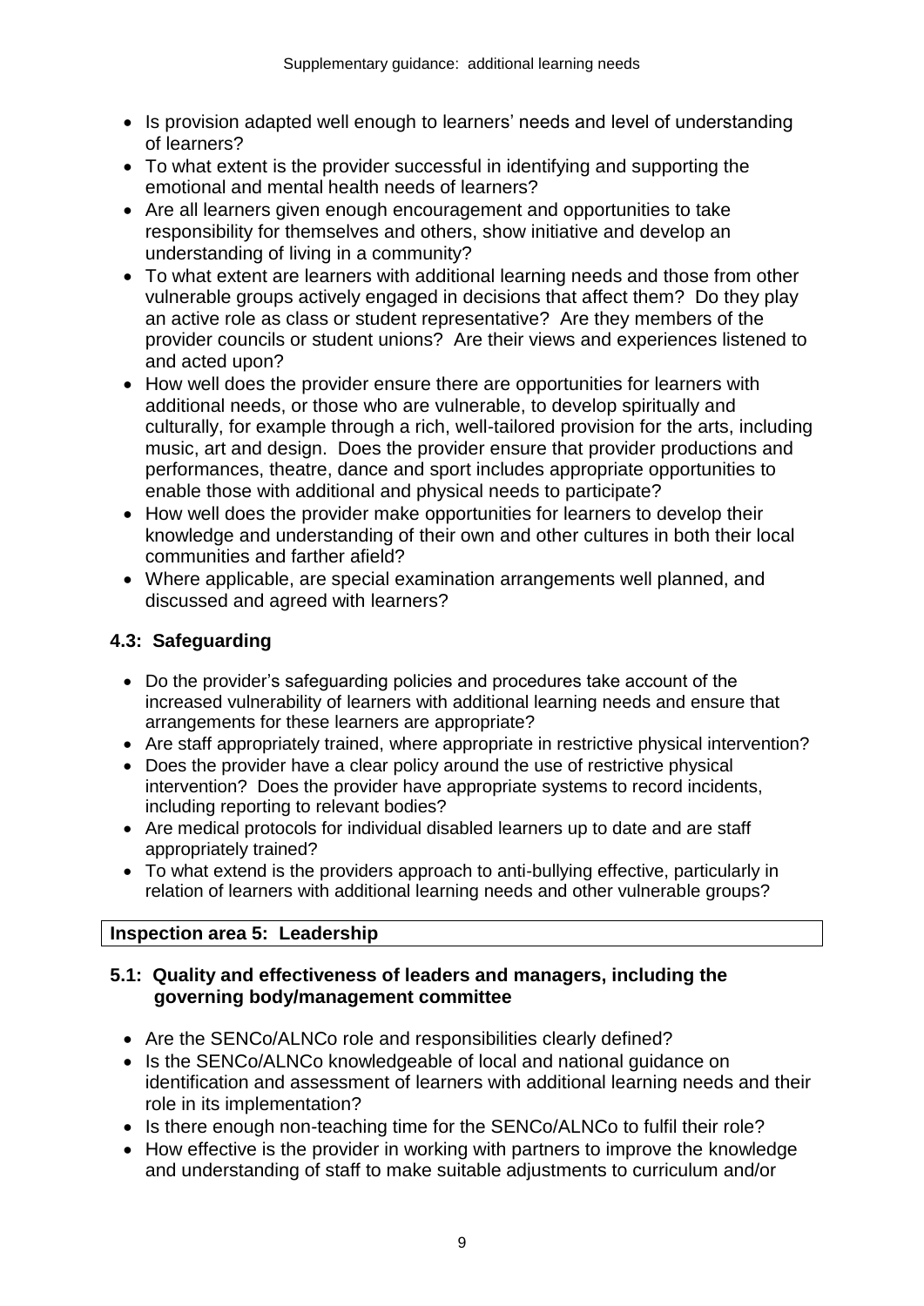- Is provision adapted well enough to learners' needs and level of understanding of learners?
- To what extent is the provider successful in identifying and supporting the emotional and mental health needs of learners?
- Are all learners given enough encouragement and opportunities to take responsibility for themselves and others, show initiative and develop an understanding of living in a community?
- To what extent are learners with additional learning needs and those from other vulnerable groups actively engaged in decisions that affect them? Do they play an active role as class or student representative? Are they members of the provider councils or student unions? Are their views and experiences listened to and acted upon?
- How well does the provider ensure there are opportunities for learners with additional needs, or those who are vulnerable, to develop spiritually and culturally, for example through a rich, well-tailored provision for the arts, including music, art and design. Does the provider ensure that provider productions and performances, theatre, dance and sport includes appropriate opportunities to enable those with additional and physical needs to participate?
- How well does the provider make opportunities for learners to develop their knowledge and understanding of their own and other cultures in both their local communities and farther afield?
- Where applicable, are special examination arrangements well planned, and discussed and agreed with learners?

### 4.3: Safeguarding

- Do the provider's safeguarding policies and procedures take account of the increased vulnerability of learners with additional learning needs and ensure that arrangements for these learners are appropriate?
- Are staff appropriately trained, where appropriate in restrictive physical intervention?
- Does the provider have a clear policy around the use of restrictive physical intervention? Does the provider have appropriate systems to record incidents, including reporting to relevant bodies?
- Are medical protocols for individual disabled learners up to date and are staff appropriately trained?
- To what extend is the providers approach to anti-bullying effective, particularly in relation of learners with additional learning needs and other vulnerable groups?

## Inspection area 5: Leadership

### 5.1: Quality and effectiveness of leaders and managers, including the governing body/management committee

- Are the SENCo/ALNCo role and responsibilities clearly defined?
- Is the SENCo/ALNCo knowledgeable of local and national guidance on identification and assessment of learners with additional learning needs and their role in its implementation?
- Is there enough non-teaching time for the SENCo/ALNCo to fulfil their role?
- How effective is the provider in working with partners to improve the knowledge and understanding of staff to make suitable adjustments to curriculum and/or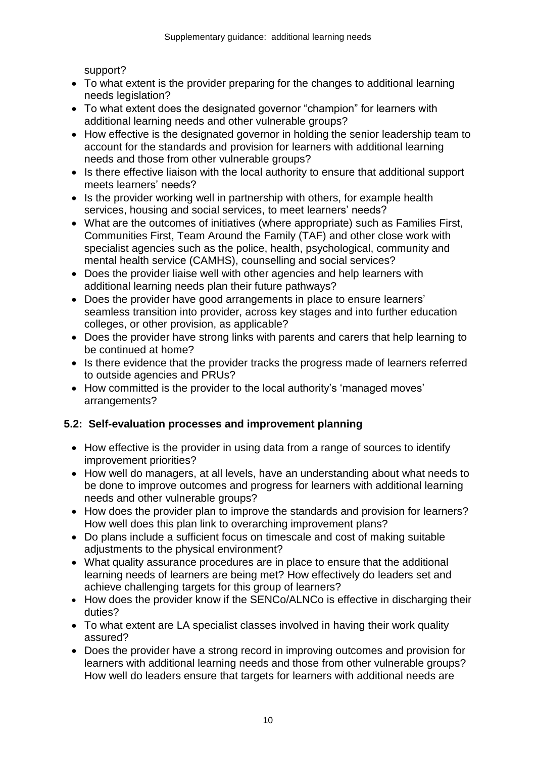support?

- To what extent is the provider preparing for the changes to additional learning needs legislation?
- To what extent does the designated governor "champion" for learners with additional learning needs and other vulnerable groups?
- How effective is the designated governor in holding the senior leadership team to account for the standards and provision for learners with additional learning needs and those from other vulnerable groups?
- Is there effective liaison with the local authority to ensure that additional support meets learners' needs?
- Is the provider working well in partnership with others, for example health services, housing and social services, to meet learners' needs?
- What are the outcomes of initiatives (where appropriate) such as Families First, Communities First, Team Around the Family (TAF) and other close work with specialist agencies such as the police, health, psychological, community and mental health service (CAMHS), counselling and social services?
- Does the provider liaise well with other agencies and help learners with additional learning needs plan their future pathways?
- Does the provider have good arrangements in place to ensure learners' seamless transition into provider, across key stages and into further education colleges, or other provision, as applicable?
- Does the provider have strong links with parents and carers that help learning to be continued at home?
- Is there evidence that the provider tracks the progress made of learners referred to outside agencies and PRUs?
- How committed is the provider to the local authority's 'managed moves' arrangements?

## 5.2: Self-evaluation processes and improvement planning

- How effective is the provider in using data from a range of sources to identify improvement priorities?
- How well do managers, at all levels, have an understanding about what needs to be done to improve outcomes and progress for learners with additional learning needs and other vulnerable groups?
- How does the provider plan to improve the standards and provision for learners? How well does this plan link to overarching improvement plans?
- Do plans include a sufficient focus on timescale and cost of making suitable adjustments to the physical environment?
- What quality assurance procedures are in place to ensure that the additional learning needs of learners are being met? How effectively do leaders set and achieve challenging targets for this group of learners?
- How does the provider know if the SENCo/ALNCo is effective in discharging their duties?
- To what extent are LA specialist classes involved in having their work quality assured?
- Does the provider have a strong record in improving outcomes and provision for learners with additional learning needs and those from other vulnerable groups? How well do leaders ensure that targets for learners with additional needs are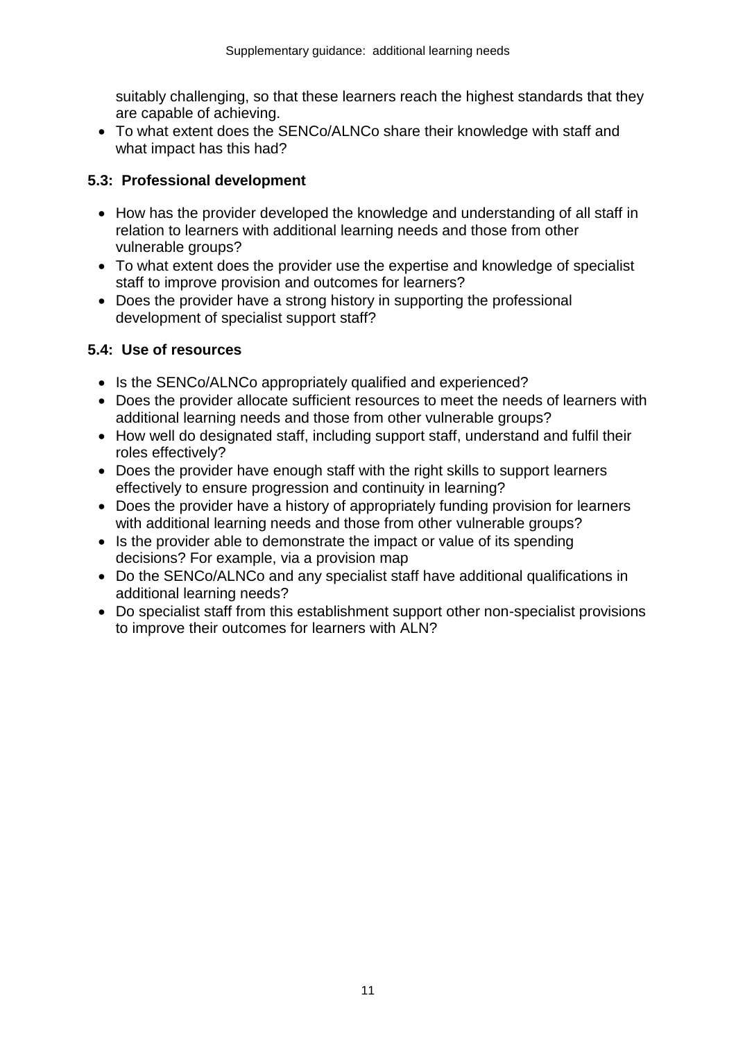suitably challenging, so that these learners reach the highest standards that they are capable of achieving.

- To what extent does the SENCo/ALNCo share their knowledge with staff and what impact has this had?

### 5.3: Professional development

- How has the provider developed the knowledge and understanding of all staff in relation to learners with additional learning needs and those from other vulnerable groups?
- To what extent does the provider use the expertise and knowledge of specialist staff to improve provision and outcomes for learners?
- Does the provider have a strong history in supporting the professional development of specialist support staff?

### 5.4: Use of resources

- Is the SENCo/ALNCo appropriately qualified and experienced?
- Does the provider allocate sufficient resources to meet the needs of learners with additional learning needs and those from other vulnerable groups?
- How well do designated staff, including support staff, understand and fulfil their roles effectively?
- Does the provider have enough staff with the right skills to support learners effectively to ensure progression and continuity in learning?
- Does the provider have a history of appropriately funding provision for learners with additional learning needs and those from other vulnerable groups?
- Is the provider able to demonstrate the impact or value of its spending decisions? For example, via a provision map
- Do the SENCo/ALNCo and any specialist staff have additional qualifications in additional learning needs?
- Do specialist staff from this establishment support other non-specialist provisions to improve their outcomes for learners with ALN?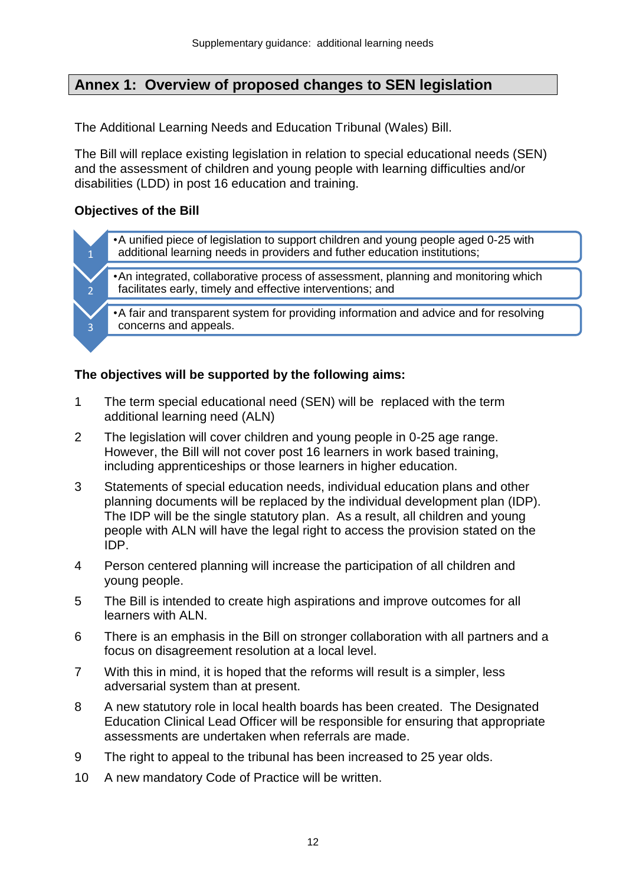## Annex 1: Overview of proposed changes to SEN legislation

The Additional Learning Needs and Education Tribunal (Wales) Bill.

The Bill will replace existing legislation in relation to special educational needs (SEN) and the assessment of children and young people with learning difficulties and/or disabilities (LDD) in post 16 education and training.

**Objectives of the Bill**

1. A unified piece of legislation to support children and young people aged 0-25 with additional learning needs in providers and futher education institutions;
2. An integrated, collaborative process of assessment, planning and monitoring which facilitates early, timely and effective interventions; and
3. A fair and transparent system for providing information and advice and for resolving concerns and appeals.

**The objectives will be supported by the following aims:**

1. The term special educational need (SEN) will be replaced with the term additional learning need (ALN)
2. The legislation will cover children and young people in 0-25 age range. However, the Bill will not cover post 16 learners in work based training, including apprenticeships or those learners in higher education.
3. Statements of special education needs, individual education plans and other planning documents will be replaced by the individual development plan (IDP). The IDP will be the single statutory plan. As a result, all children and young people with ALN will have the legal right to access the provision stated on the IDP.
4. Person centered planning will increase the participation of all children and young people.
5. The Bill is intended to create high aspirations and improve outcomes for all learners with ALN.
6. There is an emphasis in the Bill on stronger collaboration with all partners and a focus on disagreement resolution at a local level.
7. With this in mind, it is hoped that the reforms will result is a simpler, less adversarial system than at present.
8. A new statutory role in local health boards has been created. The Designated Education Clinical Lead Officer will be responsible for ensuring that appropriate assessments are undertaken when referrals are made.
9. The right to appeal to the tribunal has been increased to 25 year olds.
10. A new mandatory Code of Practice will be written.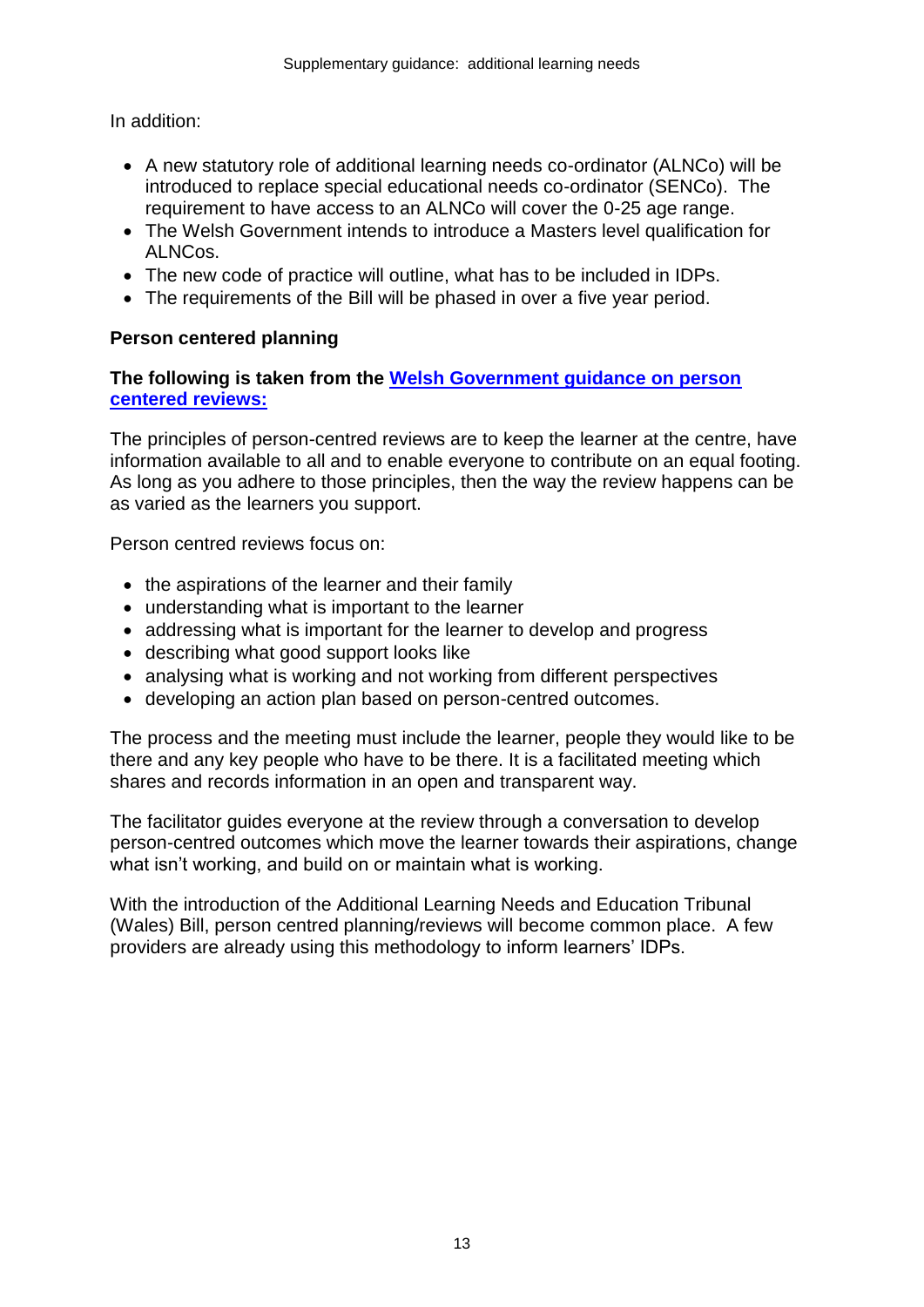In addition:

- A new statutory role of additional learning needs co-ordinator (ALNCo) will be introduced to replace special educational needs co-ordinator (SENCo). The requirement to have access to an ALNCo will cover the 0-25 age range.
- The Welsh Government intends to introduce a Masters level qualification for ALNCos.
- The new code of practice will outline, what has to be included in IDPs.
- The requirements of the Bill will be phased in over a five year period.

**Person centered planning**

**The following is taken from the Welsh Government guidance on person centered reviews:**

The principles of person-centred reviews are to keep the learner at the centre, have information available to all and to enable everyone to contribute on an equal footing. As long as you adhere to those principles, then the way the review happens can be as varied as the learners you support.

Person centred reviews focus on:

- the aspirations of the learner and their family
- understanding what is important to the learner
- addressing what is important for the learner to develop and progress
- describing what good support looks like
- analysing what is working and not working from different perspectives
- developing an action plan based on person-centred outcomes.

The process and the meeting must include the learner, people they would like to be there and any key people who have to be there. It is a facilitated meeting which shares and records information in an open and transparent way.

The facilitator guides everyone at the review through a conversation to develop person-centred outcomes which move the learner towards their aspirations, change what isn't working, and build on or maintain what is working.

With the introduction of the Additional Learning Needs and Education Tribunal (Wales) Bill, person centred planning/reviews will become common place. A few providers are already using this methodology to inform learners' IDPs.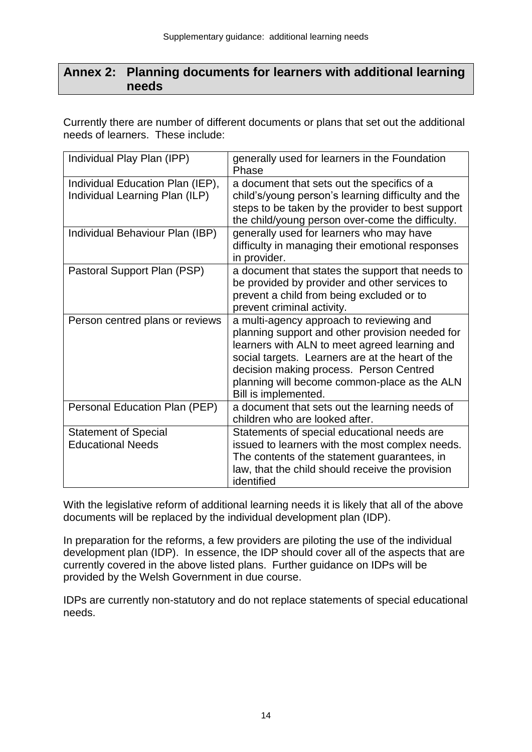## Annex 2: Planning documents for learners with additional learning needs

Currently there are number of different documents or plans that set out the additional needs of learners. These include:

| | |
|---|---|
| Individual Play Plan (IPP) | generally used for learners in the Foundation Phase |
| Individual Education Plan (IEP), Individual Learning Plan (ILP) | a document that sets out the specifics of a child's/young person's learning difficulty and the steps to be taken by the provider to best support the child/young person over-come the difficulty. |
| Individual Behaviour Plan (IBP) | generally used for learners who may have difficulty in managing their emotional responses in provider. |
| Pastoral Support Plan (PSP) | a document that states the support that needs to be provided by provider and other services to prevent a child from being excluded or to prevent criminal activity. |
| Person centred plans or reviews | a multi-agency approach to reviewing and planning support and other provision needed for learners with ALN to meet agreed learning and social targets. Learners are at the heart of the decision making process. Person Centred planning will become common-place as the ALN Bill is implemented. |
| Personal Education Plan (PEP) | a document that sets out the learning needs of children who are looked after. |
| Statement of Special Educational Needs | Statements of special educational needs are issued to learners with the most complex needs. The contents of the statement guarantees, in law, that the child should receive the provision identified |

With the legislative reform of additional learning needs it is likely that all of the above documents will be replaced by the individual development plan (IDP).

In preparation for the reforms, a few providers are piloting the use of the individual development plan (IDP). In essence, the IDP should cover all of the aspects that are currently covered in the above listed plans. Further guidance on IDPs will be provided by the Welsh Government in due course.

IDPs are currently non-statutory and do not replace statements of special educational needs.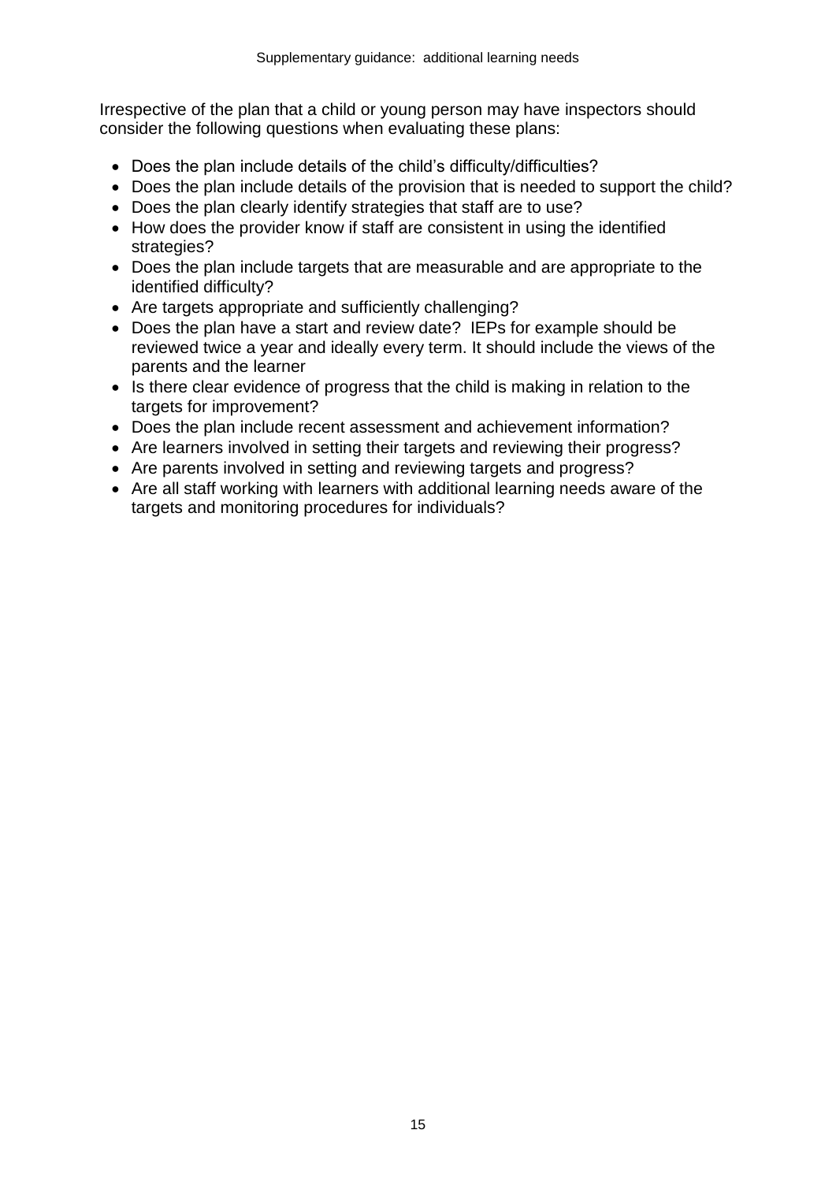Irrespective of the plan that a child or young person may have inspectors should consider the following questions when evaluating these plans:

- Does the plan include details of the child's difficulty/difficulties?
- Does the plan include details of the provision that is needed to support the child?
- Does the plan clearly identify strategies that staff are to use?
- How does the provider know if staff are consistent in using the identified strategies?
- Does the plan include targets that are measurable and are appropriate to the identified difficulty?
- Are targets appropriate and sufficiently challenging?
- Does the plan have a start and review date? IEPs for example should be reviewed twice a year and ideally every term. It should include the views of the parents and the learner
- Is there clear evidence of progress that the child is making in relation to the targets for improvement?
- Does the plan include recent assessment and achievement information?
- Are learners involved in setting their targets and reviewing their progress?
- Are parents involved in setting and reviewing targets and progress?
- Are all staff working with learners with additional learning needs aware of the targets and monitoring procedures for individuals?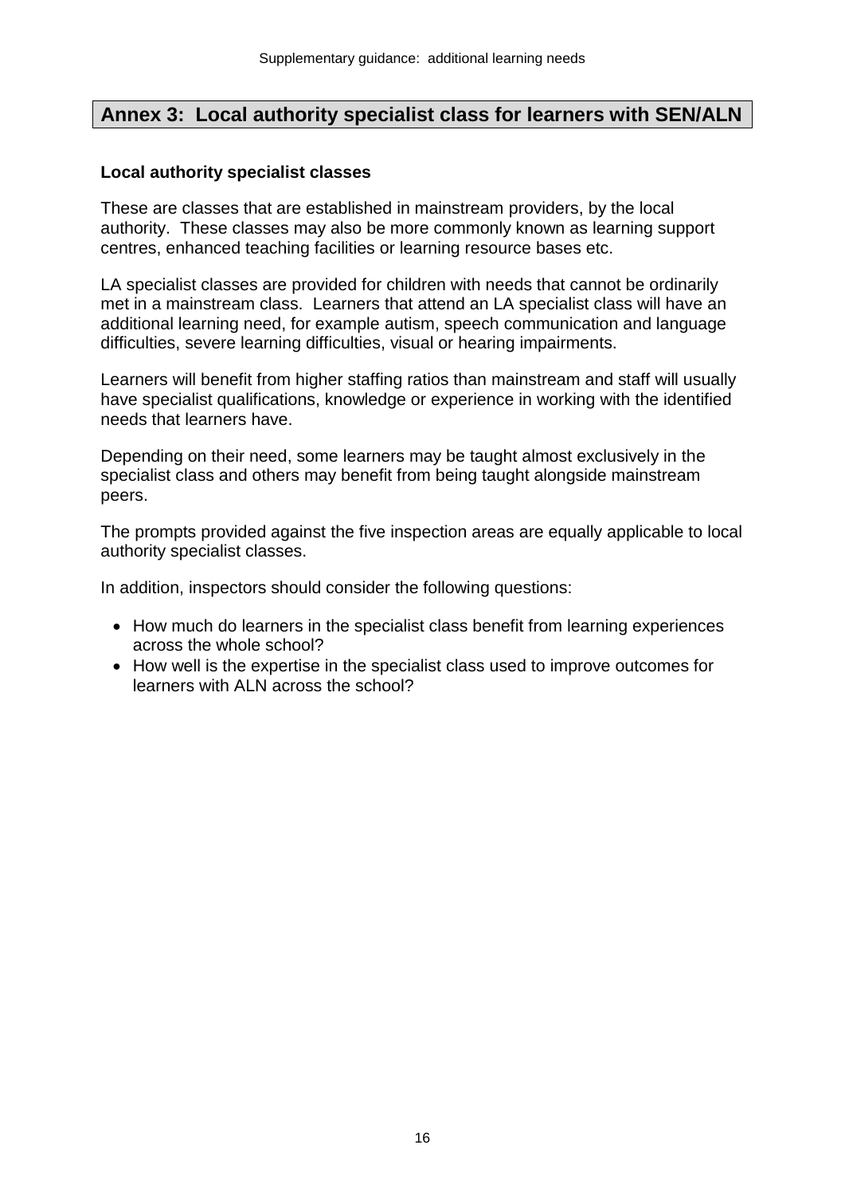## Annex 3: Local authority specialist class for learners with SEN/ALN

**Local authority specialist classes**

These are classes that are established in mainstream providers, by the local authority. These classes may also be more commonly known as learning support centres, enhanced teaching facilities or learning resource bases etc.

LA specialist classes are provided for children with needs that cannot be ordinarily met in a mainstream class. Learners that attend an LA specialist class will have an additional learning need, for example autism, speech communication and language difficulties, severe learning difficulties, visual or hearing impairments.

Learners will benefit from higher staffing ratios than mainstream and staff will usually have specialist qualifications, knowledge or experience in working with the identified needs that learners have.

Depending on their need, some learners may be taught almost exclusively in the specialist class and others may benefit from being taught alongside mainstream peers.

The prompts provided against the five inspection areas are equally applicable to local authority specialist classes.

In addition, inspectors should consider the following questions:

- How much do learners in the specialist class benefit from learning experiences across the whole school?
- How well is the expertise in the specialist class used to improve outcomes for learners with ALN across the school?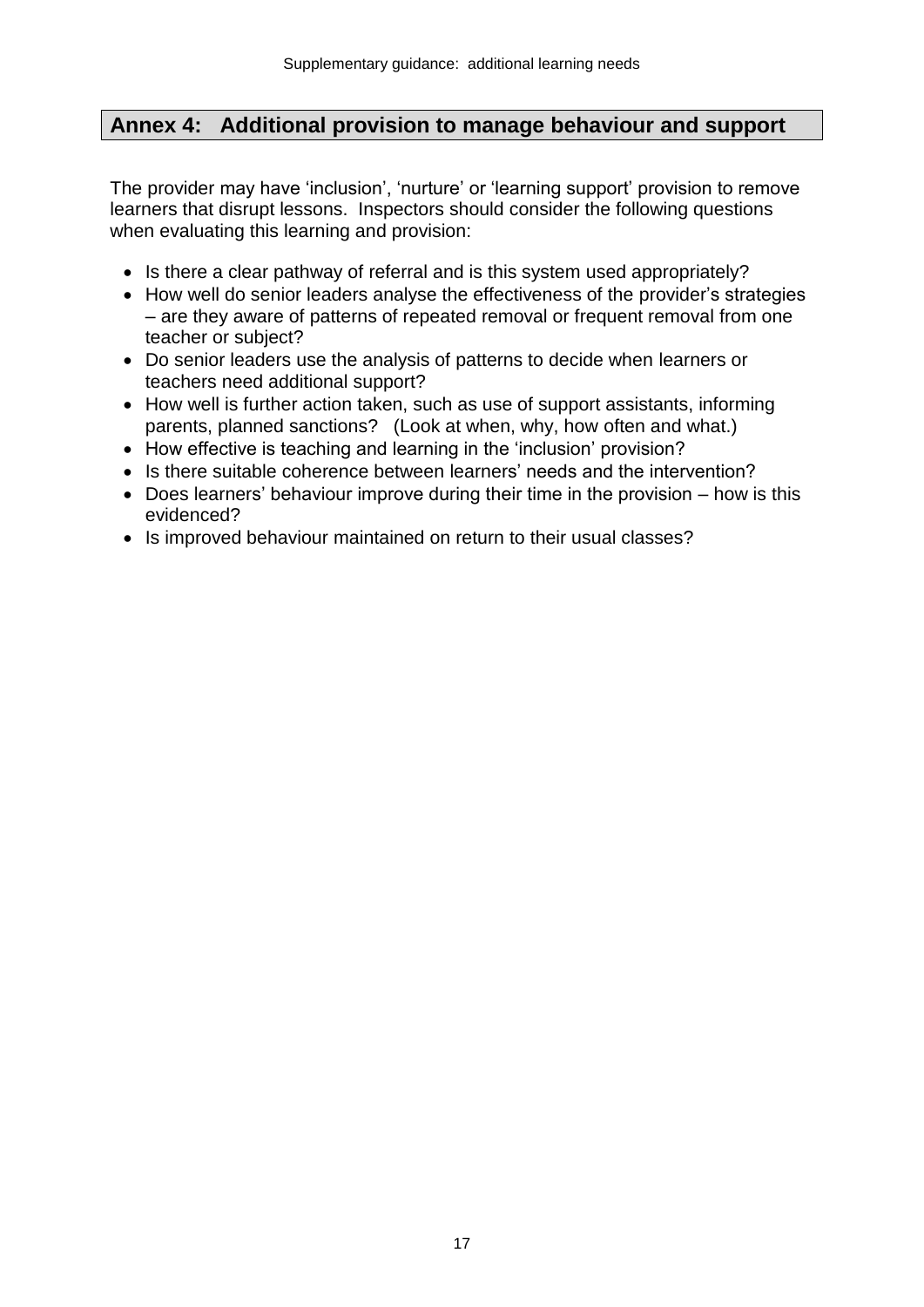## Annex 4: Additional provision to manage behaviour and support

The provider may have 'inclusion', 'nurture' or 'learning support' provision to remove learners that disrupt lessons. Inspectors should consider the following questions when evaluating this learning and provision:

- Is there a clear pathway of referral and is this system used appropriately?
- How well do senior leaders analyse the effectiveness of the provider's strategies – are they aware of patterns of repeated removal or frequent removal from one teacher or subject?
- Do senior leaders use the analysis of patterns to decide when learners or teachers need additional support?
- How well is further action taken, such as use of support assistants, informing parents, planned sanctions? (Look at when, why, how often and what.)
- How effective is teaching and learning in the 'inclusion' provision?
- Is there suitable coherence between learners' needs and the intervention?
- Does learners' behaviour improve during their time in the provision – how is this evidenced?
- Is improved behaviour maintained on return to their usual classes?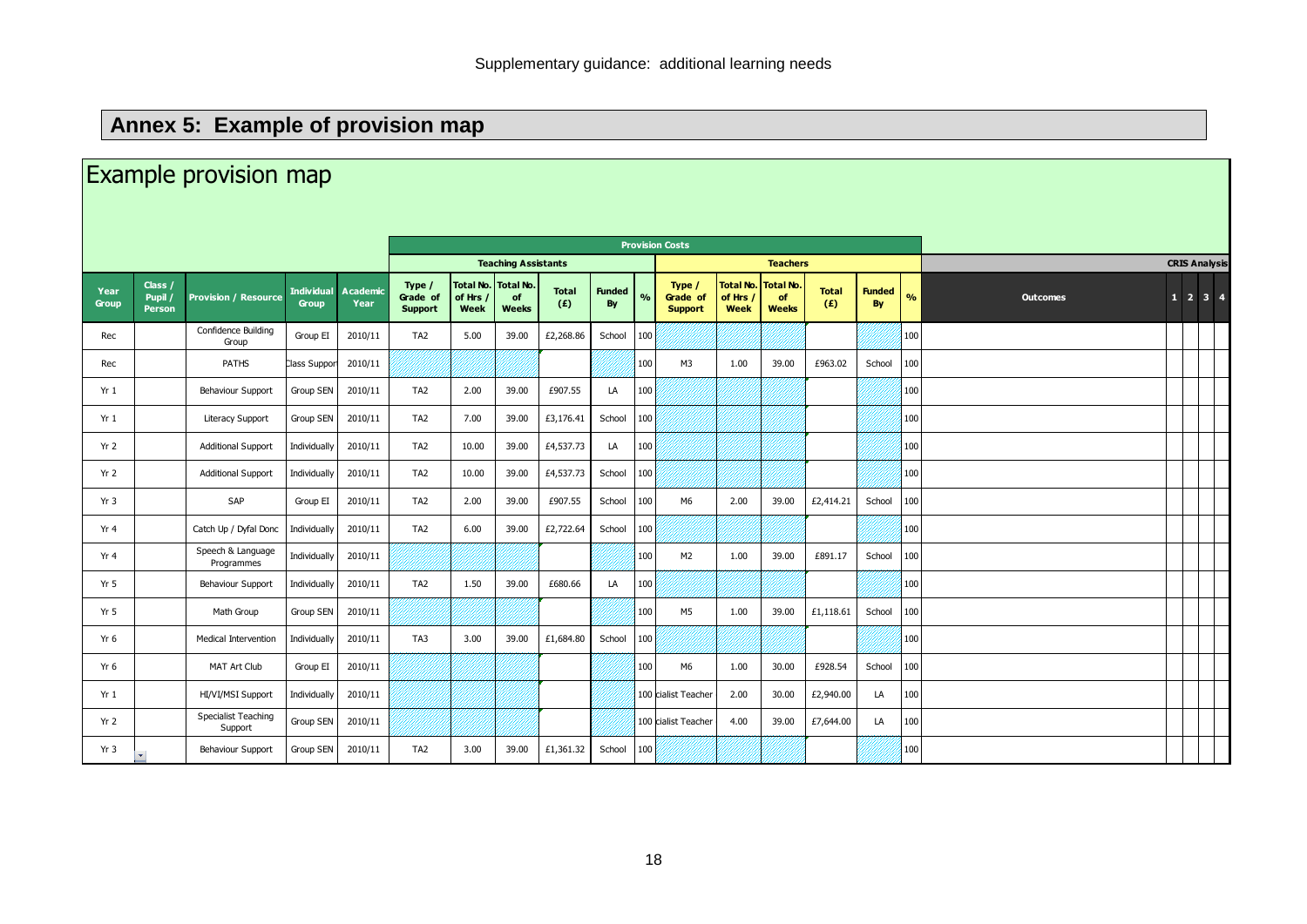## Annex 5: Example of provision map

# Example provision map

| | | | | | Provision Costs | | | | | | | | | | | | | | | | | |
|---|---|---|---|---|---|---|---|---|---|---|---|---|---|---|---|---|---|---|---|---|---|---|
| | | | | | Teaching Assistants | | | | | | Teachers | | | | | | | CRIS Analysis | | | | |
| Year Group | Class / Pupil / Person | Provision / Resource | Individual Group | Academic Year | Type / Grade of Support | Total No. of Hrs / Week | Total No. of Weeks | Total (£) | Funded By | % | Type / Grade of Support | Total No. of Hrs / Week | Total No. of Weeks | Total (£) | Funded By | % | Outcomes | 1 | 2 | 3 | 4 | |
| Rec | | Confidence Building Group | Group EI | 2010/11 | TA2 | 5.00 | 39.00 | £2,268.86 | School | 100 | | | | | | 100 | | | | | | |
| Rec | | PATHS | Class Suppor | 2010/11 | | | | | | 100 | M3 | 1.00 | 39.00 | £963.02 | School | 100 | | | | | | |
| Yr 1 | | Behaviour Support | Group SEN | 2010/11 | TA2 | 2.00 | 39.00 | £907.55 | LA | 100 | | | | | | 100 | | | | | | |
| Yr 1 | | Literacy Support | Group SEN | 2010/11 | TA2 | 7.00 | 39.00 | £3,176.41 | School | 100 | | | | | | 100 | | | | | | |
| Yr 2 | | Additional Support | Individually | 2010/11 | TA2 | 10.00 | 39.00 | £4,537.73 | LA | 100 | | | | | | 100 | | | | | | |
| Yr 2 | | Additional Support | Individually | 2010/11 | TA2 | 10.00 | 39.00 | £4,537.73 | School | 100 | | | | | | 100 | | | | | | |
| Yr 3 | | SAP | Group EI | 2010/11 | TA2 | 2.00 | 39.00 | £907.55 | School | 100 | M6 | 2.00 | 39.00 | £2,414.21 | School | 100 | | | | | | |
| Yr 4 | | Catch Up / Dyfal Donc | Individually | 2010/11 | TA2 | 6.00 | 39.00 | £2,722.64 | School | 100 | | | | | | 100 | | | | | | |
| Yr 4 | | Speech & Language Programmes | Individually | 2010/11 | | | | | | 100 | M2 | 1.00 | 39.00 | £891.17 | School | 100 | | | | | | |
| Yr 5 | | Behaviour Support | Individually | 2010/11 | TA2 | 1.50 | 39.00 | £680.66 | LA | 100 | | | | | | 100 | | | | | | |
| Yr 5 | | Math Group | Group SEN | 2010/11 | | | | | | 100 | M5 | 1.00 | 39.00 | £1,118.61 | School | 100 | | | | | | |
| Yr 6 | | Medical Intervention | Individually | 2010/11 | TA3 | 3.00 | 39.00 | £1,684.80 | School | 100 | | | | | | 100 | | | | | | |
| Yr 6 | | MAT Art Club | Group EI | 2010/11 | | | | | | 100 | M6 | 1.00 | 30.00 | £928.54 | School | 100 | | | | | | |
| Yr 1 | | HI/VI/MSI Support | Individually | 2010/11 | | | | | | 100 | cialist Teacher | 2.00 | 30.00 | £2,940.00 | LA | 100 | | | | | | |
| Yr 2 | | Specialist Teaching Support | Group SEN | 2010/11 | | | | | | 100 | cialist Teacher | 4.00 | 39.00 | £7,644.00 | LA | 100 | | | | | | |
| Yr 3 | | Behaviour Support | Group SEN | 2010/11 | TA2 | 3.00 | 39.00 | £1,361.32 | School | 100 | | | | | | 100 | | | | | | |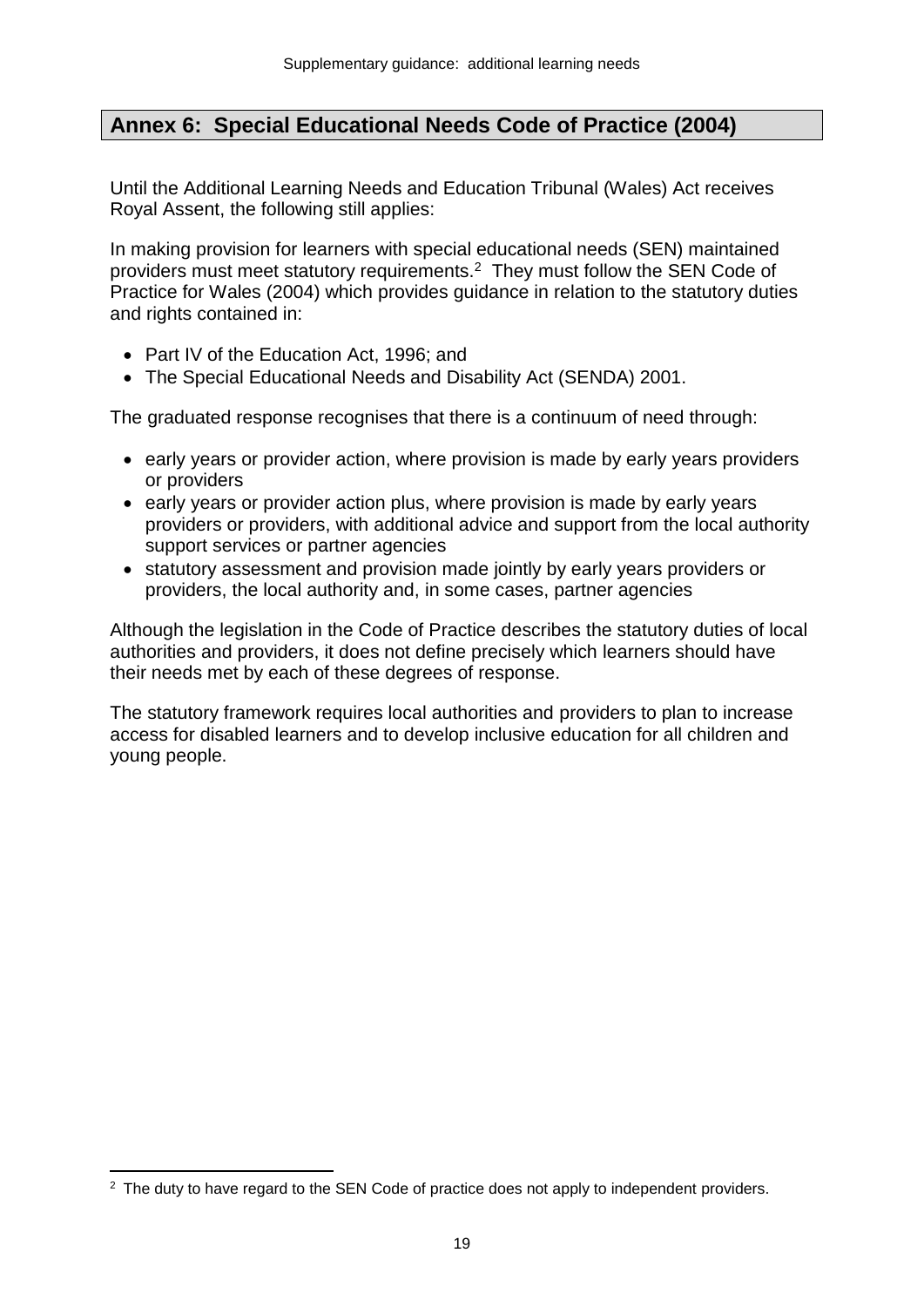## Annex 6: Special Educational Needs Code of Practice (2004)

Until the Additional Learning Needs and Education Tribunal (Wales) Act receives Royal Assent, the following still applies:

In making provision for learners with special educational needs (SEN) maintained providers must meet statutory requirements.[2] They must follow the SEN Code of Practice for Wales (2004) which provides guidance in relation to the statutory duties and rights contained in:

- Part IV of the Education Act, 1996; and
- The Special Educational Needs and Disability Act (SENDA) 2001.

The graduated response recognises that there is a continuum of need through:

- early years or provider action, where provision is made by early years providers or providers
- early years or provider action plus, where provision is made by early years providers or providers, with additional advice and support from the local authority support services or partner agencies
- statutory assessment and provision made jointly by early years providers or providers, the local authority and, in some cases, partner agencies

Although the legislation in the Code of Practice describes the statutory duties of local authorities and providers, it does not define precisely which learners should have their needs met by each of these degrees of response.

The statutory framework requires local authorities and providers to plan to increase access for disabled learners and to develop inclusive education for all children and young people.

[2] The duty to have regard to the SEN Code of practice does not apply to independent providers.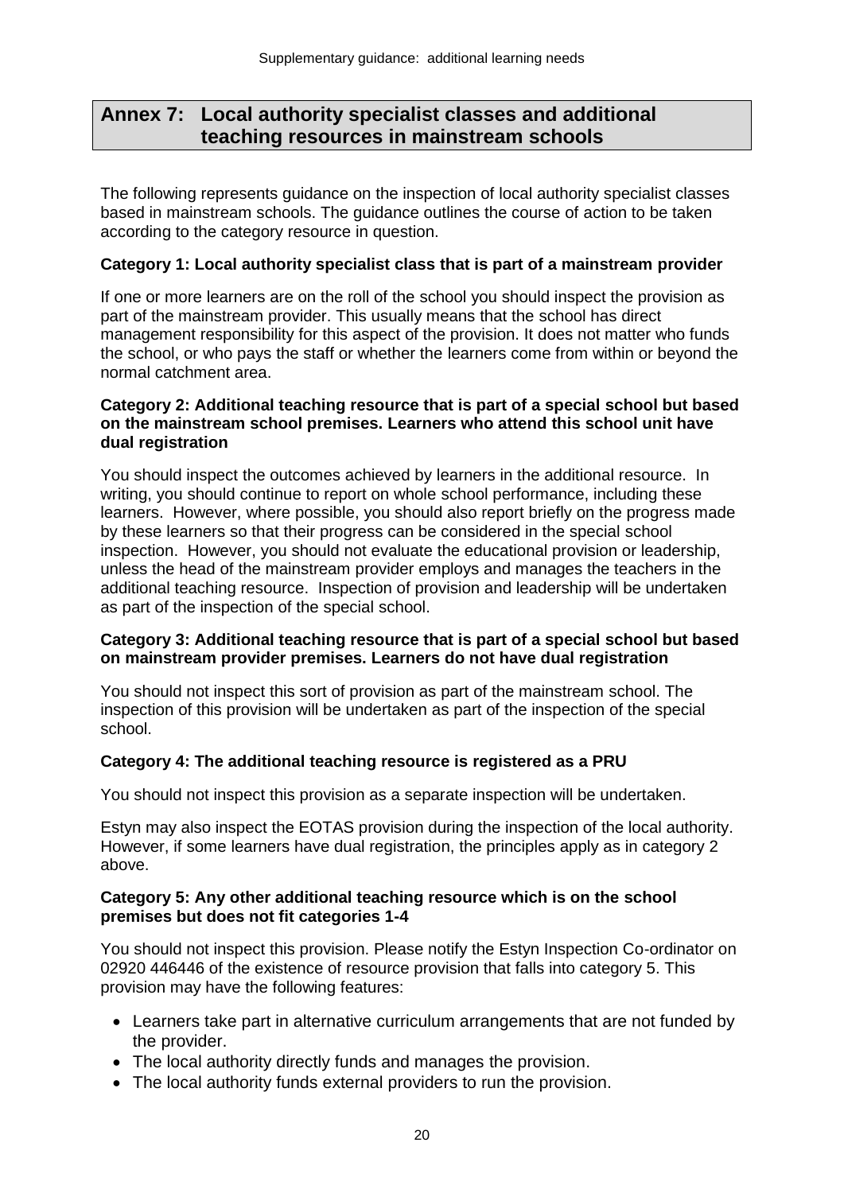## Annex 7: Local authority specialist classes and additional teaching resources in mainstream schools

The following represents guidance on the inspection of local authority specialist classes based in mainstream schools. The guidance outlines the course of action to be taken according to the category resource in question.

**Category 1: Local authority specialist class that is part of a mainstream provider**

If one or more learners are on the roll of the school you should inspect the provision as part of the mainstream provider. This usually means that the school has direct management responsibility for this aspect of the provision. It does not matter who funds the school, or who pays the staff or whether the learners come from within or beyond the normal catchment area.

**Category 2: Additional teaching resource that is part of a special school but based on the mainstream school premises. Learners who attend this school unit have dual registration**

You should inspect the outcomes achieved by learners in the additional resource. In writing, you should continue to report on whole school performance, including these learners. However, where possible, you should also report briefly on the progress made by these learners so that their progress can be considered in the special school inspection. However, you should not evaluate the educational provision or leadership, unless the head of the mainstream provider employs and manages the teachers in the additional teaching resource. Inspection of provision and leadership will be undertaken as part of the inspection of the special school.

**Category 3: Additional teaching resource that is part of a special school but based on mainstream provider premises. Learners do not have dual registration**

You should not inspect this sort of provision as part of the mainstream school. The inspection of this provision will be undertaken as part of the inspection of the special school.

**Category 4: The additional teaching resource is registered as a PRU**

You should not inspect this provision as a separate inspection will be undertaken.

Estyn may also inspect the EOTAS provision during the inspection of the local authority. However, if some learners have dual registration, the principles apply as in category 2 above.

**Category 5: Any other additional teaching resource which is on the school premises but does not fit categories 1-4**

You should not inspect this provision. Please notify the Estyn Inspection Co-ordinator on 02920 446446 of the existence of resource provision that falls into category 5. This provision may have the following features:

- Learners take part in alternative curriculum arrangements that are not funded by the provider.
- The local authority directly funds and manages the provision.
- The local authority funds external providers to run the provision.